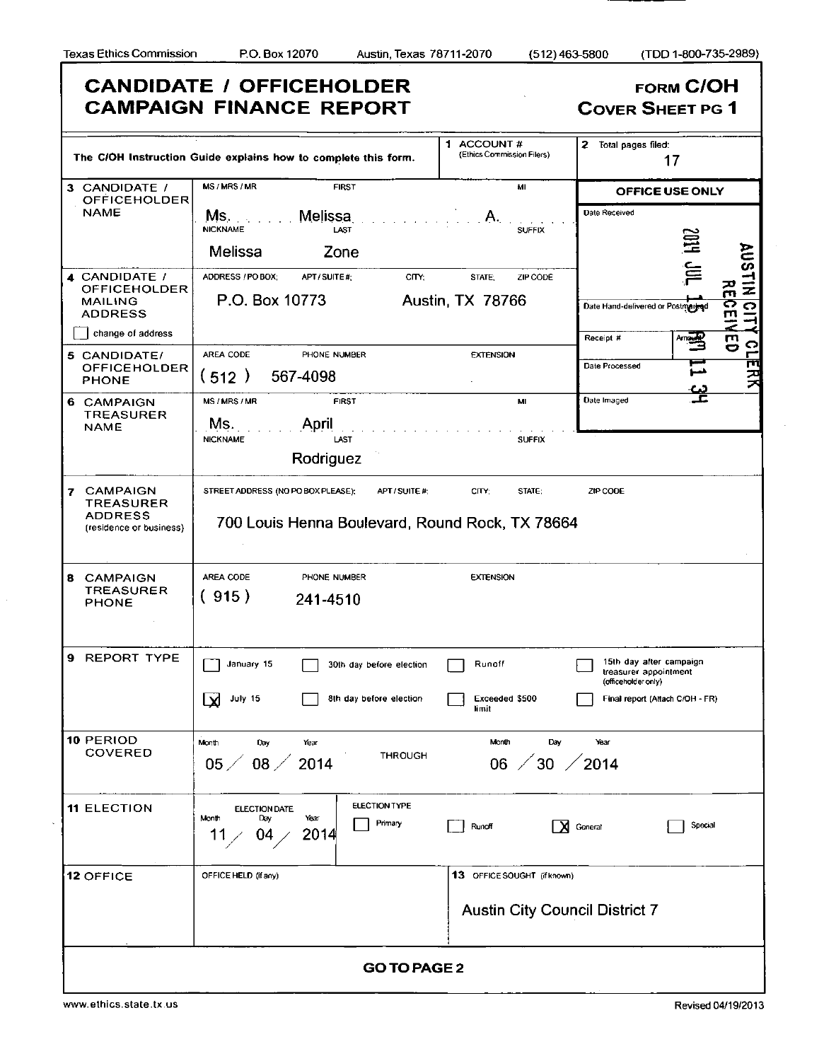Texas Ethics Commission P.O. Box 12070 Austin, Texas 78711-2070 (512) 463-5800 (TDD 1-800-735-2989)

# CANDIDATE / OFFICEHOLDER CAMPAIGN FINANCE REPORT

**FORM C/OH**
**COVER SHEET PG 1**

| | | |
|---|---|---|
| The C/OH Instruction Guide explains how to complete this form. | 1 ACCOUNT # (Ethics Commission Filers) | 2 Total pages filed: 17 |

| Field | Information |
|---|---|
| 3 CANDIDATE / OFFICEHOLDER NAME | MS / MRS / MR: Ms. FIRST: Melissa MI: A. NICKNAME: Melissa LAST: Zone SUFFIX: |
| 4 CANDIDATE / OFFICEHOLDER MAILING ADDRESS ☐ change of address | ADDRESS / PO BOX: P.O. Box 10773 CITY; STATE; ZIP CODE: Austin, TX 78766 |
| 5 CANDIDATE/ OFFICEHOLDER PHONE | AREA CODE: (512) PHONE NUMBER: 567-4098 EXTENSION: |
| 6 CAMPAIGN TREASURER NAME | MS / MRS / MR: Ms. FIRST: April MI: NICKNAME: LAST: Rodriguez SUFFIX: |
| 7 CAMPAIGN TREASURER ADDRESS (residence or business) | STREET ADDRESS (NO PO BOX PLEASE); APT / SUITE #; CITY; STATE; ZIP CODE: 700 Louis Henna Boulevard, Round Rock, TX 78664 |
| 8 CAMPAIGN TREASURER PHONE | AREA CODE: (915) PHONE NUMBER: 241-4510 EXTENSION: |

**OFFICE USE ONLY**

Date Received: AUSTIN CITY CLERK RECEIVED 2014 JUL 15 PM 11 34

Date Hand-delivered or Postmarked

Receipt # Amount

Date Processed

Date Imaged

| Field | Information |
|---|---|
| 9 REPORT TYPE | ☐ January 15 ☐ 30th day before election ☐ Runoff ☐ 15th day after campaign treasurer appointment (officeholder only) ☒ July 15 ☐ 8th day before election ☐ Exceeded $500 limit ☐ Final report (Attach C/OH - FR) |
| 10 PERIOD COVERED | 05 / 08 / 2014 THROUGH 06 / 30 / 2014 |
| 11 ELECTION | ELECTION DATE: 11 / 04 / 2014 ELECTION TYPE: ☐ Primary ☐ Runoff ☒ General ☐ Special |
| 12 OFFICE | OFFICE HELD (if any): |
| 13 OFFICE SOUGHT (if known) | Austin City Council District 7 |

**GO TO PAGE 2**

www.ethics.state.tx.us Revised 04/19/2013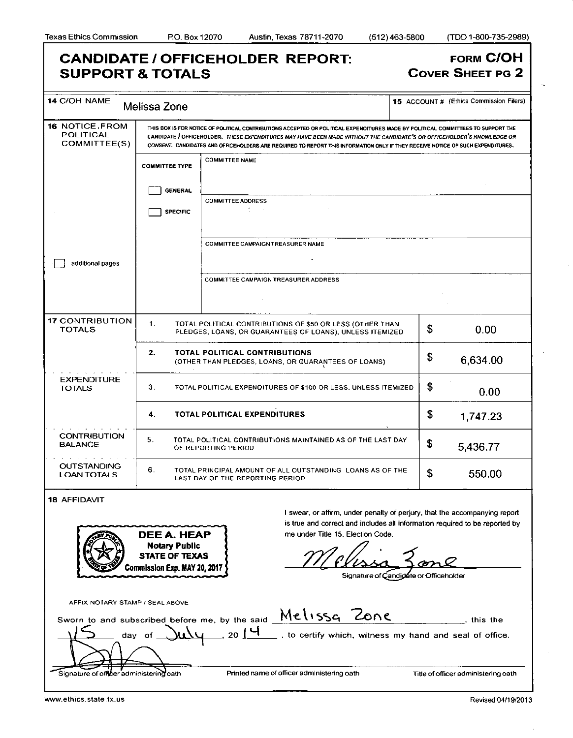Texas Ethics Commission P.O. Box 12070 Austin, Texas 78711-2070 (512) 463-5800 (TDD 1-800-735-2989)

# CANDIDATE / OFFICEHOLDER REPORT: SUPPORT & TOTALS

**FORM C/OH**
**COVER SHEET PG 2**

| | | | |
|---|---|---|---|
| **14** C/OH NAME | Melissa Zone | **15** ACCOUNT # (Ethics Commission Filers) | |

**16** NOTICE FROM POLITICAL COMMITTEE(S)

THIS BOX IS FOR NOTICE OF POLITICAL CONTRIBUTIONS ACCEPTED OR POLITICAL EXPENDITURES MADE BY POLITICAL COMMITTEES TO SUPPORT THE CANDIDATE / OFFICEHOLDER. *THESE EXPENDITURES MAY HAVE BEEN MADE WITHOUT THE CANDIDATE'S OR OFFICEHOLDER'S KNOWLEDGE OR CONSENT.* CANDIDATES AND OFFICEHOLDERS ARE REQUIRED TO REPORT THIS INFORMATION ONLY IF THEY RECEIVE NOTICE OF SUCH EXPENDITURES.

| COMMITTEE TYPE | |
|---|---|
| ☐ GENERAL<br>☐ SPECIFIC | COMMITTEE NAME |
| | COMMITTEE ADDRESS |
| | COMMITTEE CAMPAIGN TREASURER NAME |
| | COMMITTEE CAMPAIGN TREASURER ADDRESS |

☐ additional pages

| | | | |
|---|---|---|---|
| **17** CONTRIBUTION TOTALS | 1. | TOTAL POLITICAL CONTRIBUTIONS OF $50 OR LESS (OTHER THAN PLEDGES, LOANS, OR GUARANTEES OF LOANS), UNLESS ITEMIZED | $ 0.00 |
| | 2. | **TOTAL POLITICAL CONTRIBUTIONS** (OTHER THAN PLEDGES, LOANS, OR GUARANTEES OF LOANS) | $ 6,634.00 |
| EXPENDITURE TOTALS | 3. | TOTAL POLITICAL EXPENDITURES OF $100 OR LESS, UNLESS ITEMIZED | $ 0.00 |
| | 4. | **TOTAL POLITICAL EXPENDITURES** | $ 1,747.23 |
| CONTRIBUTION BALANCE | 5. | TOTAL POLITICAL CONTRIBUTIONS MAINTAINED AS OF THE LAST DAY OF REPORTING PERIOD | $ 5,436.77 |
| OUTSTANDING LOAN TOTALS | 6. | TOTAL PRINCIPAL AMOUNT OF ALL OUTSTANDING LOANS AS OF THE LAST DAY OF THE REPORTING PERIOD | $ 550.00 |

**18** AFFIDAVIT

DEE A. HEAP
Notary Public
STATE OF TEXAS
Commission Exp. MAY 20, 2017

AFFIX NOTARY STAMP / SEAL ABOVE

I swear, or affirm, under penalty of perjury, that the accompanying report is true and correct and includes all information required to be reported by me under Title 15, Election Code.

Melissa Zone
Signature of Candidate or Officeholder

Sworn to and subscribed before me, by the said Melissa Zone, this the 15 day of July, 20 14, to certify which, witness my hand and seal of office.

| | | |
|---|---|---|
| Signature of officer administering oath | Printed name of officer administering oath | Title of officer administering oath |

www.ethics.state.tx.us Revised 04/19/2013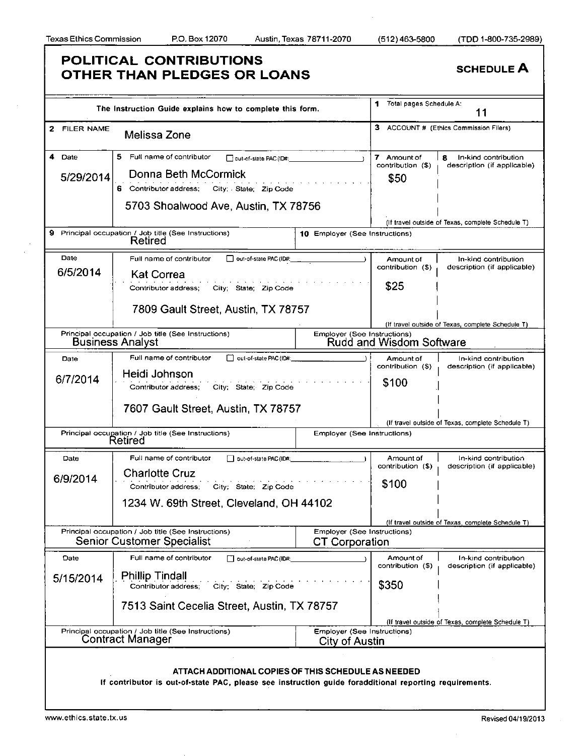Texas Ethics Commission P.O. Box 12070 Austin, Texas 78711-2070 (512) 463-5800 (TDD 1-800-735-2989)

# POLITICAL CONTRIBUTIONS OTHER THAN PLEDGES OR LOANS

**SCHEDULE A**

The Instruction Guide explains how to complete this form.

**1** Total pages Schedule A: 11

**2** FILER NAME: Melissa Zone

**3** ACCOUNT # (Ethics Commission Filers):

| 4 Date | 5 Full name of contributor / 6 Contributor address; City; State; Zip Code | 7 Amount of contribution ($) | 8 In-kind contribution description (if applicable) | 9 Principal occupation / Job title | 10 Employer |
|---|---|---|---|---|---|
| 5/29/2014 | Donna Beth McCormick, 5703 Shoalwood Ave, Austin, TX 78756 | $50 | | Retired | |
| 6/5/2014 | Kat Correa, 7809 Gault Street, Austin, TX 78757 | $25 | | Business Analyst | Rudd and Wisdom Software |
| 6/7/2014 | Heidi Johnson, 7607 Gault Street, Austin, TX 78757 | $100 | | Retired | |
| 6/9/2014 | Charlotte Cruz, 1234 W. 69th Street, Cleveland, OH 44102 | $100 | | Senior Customer Specialist | CT Corporation |
| 5/15/2014 | Phillip Tindall, 7513 Saint Cecelia Street, Austin, TX 78757 | $350 | | Contract Manager | City of Austin |

(If travel outside of Texas, complete Schedule T)

**ATTACH ADDITIONAL COPIES OF THIS SCHEDULE AS NEEDED**

**If contributor is out-of-state PAC, please see instruction guide foradditional reporting requirements.**

www.ethics.state.tx.us Revised 04/19/2013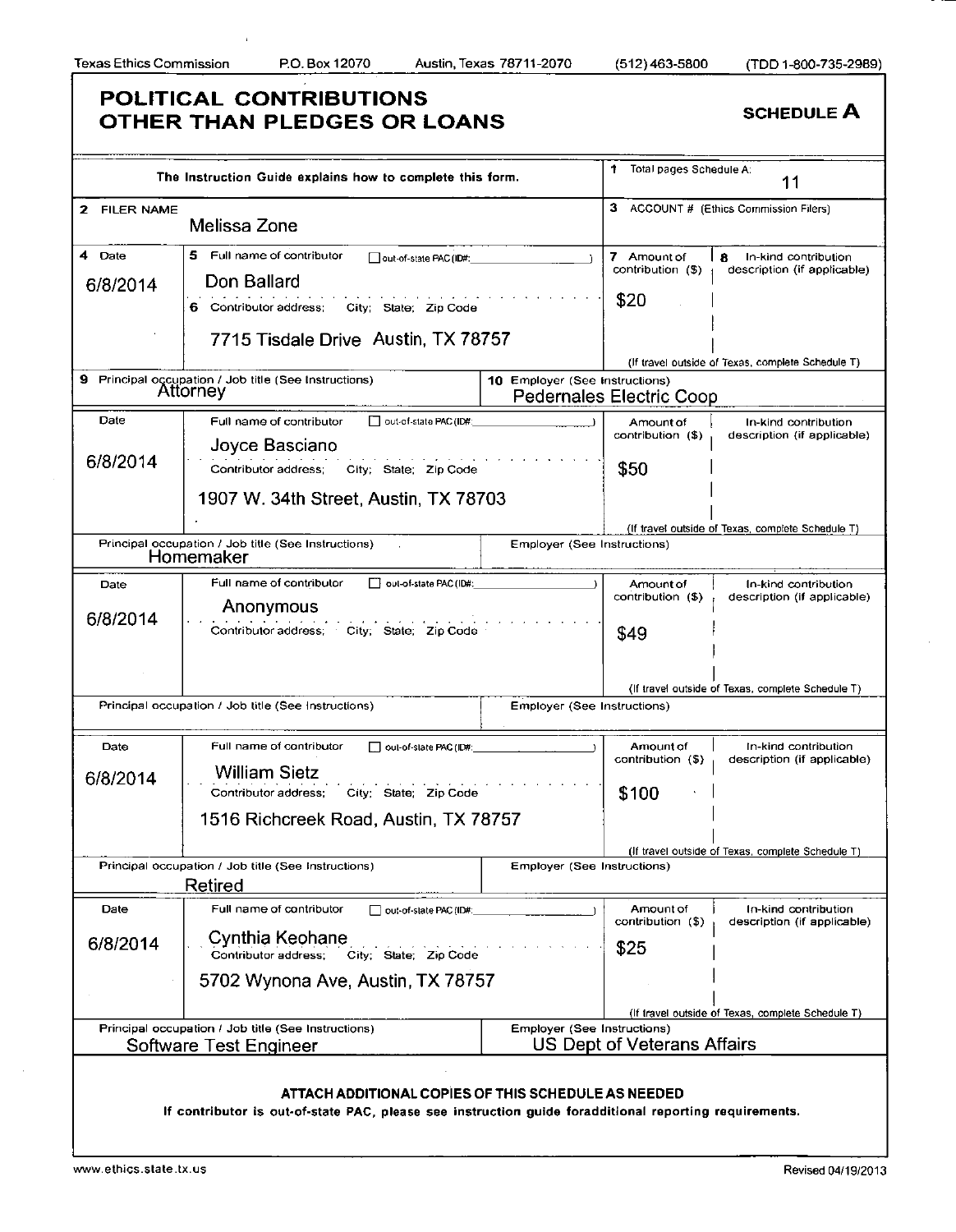Texas Ethics Commission P.O. Box 12070 Austin, Texas 78711-2070 (512) 463-5800 (TDD 1-800-735-2989)

# POLITICAL CONTRIBUTIONS OTHER THAN PLEDGES OR LOANS

**SCHEDULE A**

The Instruction Guide explains how to complete this form.

1 Total pages Schedule A: 11

2 FILER NAME: Melissa Zone

3 ACCOUNT # (Ethics Commission Filers):

| 4 Date | 5 Full name of contributor / 6 Contributor address; City; State; Zip Code | 7 Amount of contribution ($) | 8 In-kind contribution description (if applicable) |
|---|---|---|---|
| 6/8/2014 | Don Ballard<br>7715 Tisdale Drive Austin, TX 78757 | $20 | |
| | 9 Principal occupation / Job title: Attorney | 10 Employer: Pedernales Electric Coop | |
| 6/8/2014 | Joyce Basciano<br>1907 W. 34th Street, Austin, TX 78703 | $50 | |
| | Principal occupation / Job title: Homemaker | Employer: | |
| 6/8/2014 | Anonymous | $49 | |
| | Principal occupation / Job title: | Employer: | |
| 6/8/2014 | William Sietz<br>1516 Richcreek Road, Austin, TX 78757 | $100 | |
| | Principal occupation / Job title: Retired | Employer: | |
| 6/8/2014 | Cynthia Keohane<br>5702 Wynona Ave, Austin, TX 78757 | $25 | |
| | Principal occupation / Job title: Software Test Engineer | Employer: US Dept of Veterans Affairs | |

(If travel outside of Texas, complete Schedule T)

**ATTACH ADDITIONAL COPIES OF THIS SCHEDULE AS NEEDED**

**If contributor is out-of-state PAC, please see instruction guide foradditional reporting requirements.**

www.ethics.state.tx.us Revised 04/19/2013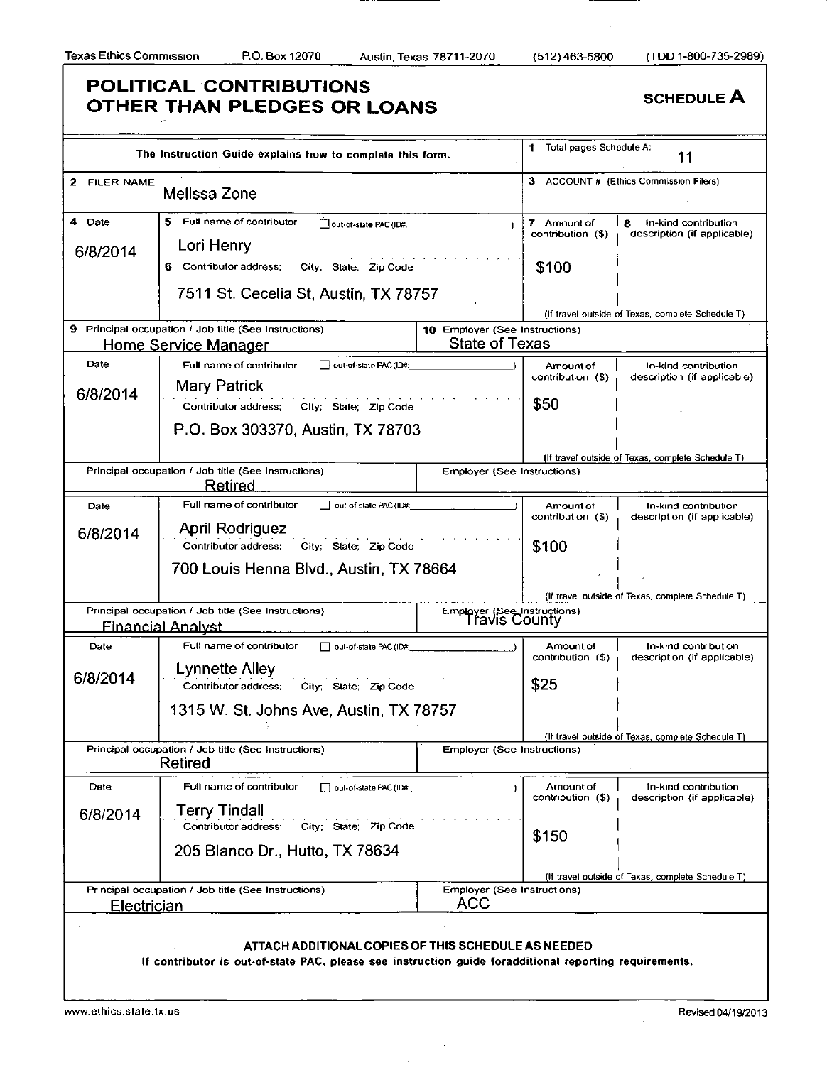Texas Ethics Commission P.O. Box 12070 Austin, Texas 78711-2070 (512) 463-5800 (TDD 1-800-735-2989)

# POLITICAL CONTRIBUTIONS OTHER THAN PLEDGES OR LOANS

**SCHEDULE A**

The Instruction Guide explains how to complete this form.

1 Total pages Schedule A: 11

2 FILER NAME: Melissa Zone

3 ACCOUNT # (Ethics Commission Filers):

| 4 Date | 5 Full name of contributor / 6 Contributor address; City; State; Zip Code | 7 Amount of contribution ($) | 8 In-kind contribution description (if applicable) |
|---|---|---|---|
| 6/8/2014 | Lori Henry<br>7511 St. Cecelia St, Austin, TX 78757 | $100 | |
| | 9 Principal occupation / Job title: Home Service Manager | 10 Employer: State of Texas | |
| 6/8/2014 | Mary Patrick<br>P.O. Box 303370, Austin, TX 78703 | $50 | |
| | Principal occupation / Job title: Retired | Employer: | |
| 6/8/2014 | April Rodriguez<br>700 Louis Henna Blvd., Austin, TX 78664 | $100 | |
| | Principal occupation / Job title: Financial Analyst | Employer: Travis County | |
| 6/8/2014 | Lynnette Alley<br>1315 W. St. Johns Ave, Austin, TX 78757 | $25 | |
| | Principal occupation / Job title: Retired | Employer: | |
| 6/8/2014 | Terry Tindall<br>205 Blanco Dr., Hutto, TX 78634 | $150 | |
| | Principal occupation / Job title: Electrician | Employer: ACC | |

(If travel outside of Texas, complete Schedule T)

**ATTACH ADDITIONAL COPIES OF THIS SCHEDULE AS NEEDED**

**If contributor is out-of-state PAC, please see instruction guide foradditional reporting requirements.**

www.ethics.state.tx.us Revised 04/19/2013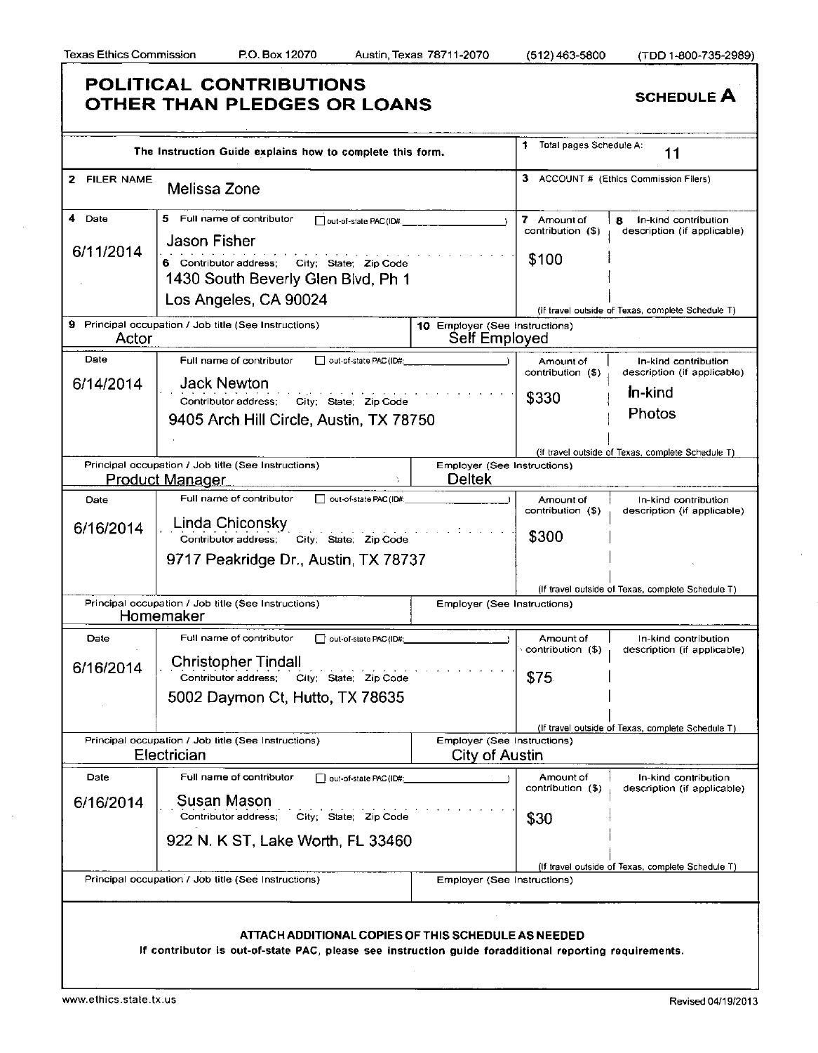Texas Ethics Commission P.O. Box 12070 Austin, Texas 78711-2070 (512) 463-5800 (TDD 1-800-735-2989)

# POLITICAL CONTRIBUTIONS OTHER THAN PLEDGES OR LOANS

**SCHEDULE A**

The Instruction Guide explains how to complete this form.

1 Total pages Schedule A: 11

2 FILER NAME: Melissa Zone

3 ACCOUNT # (Ethics Commission Filers):

| 4 Date | 5 Full name of contributor / 6 Contributor address; City; State; Zip Code | 7 Amount of contribution ($) | 8 In-kind contribution description (if applicable) |
|---|---|---|---|
| 6/11/2014 | Jason Fisher<br>1430 South Beverly Glen Blvd, Ph 1<br>Los Angeles, CA 90024 | $100 | |
| | 9 Principal occupation / Job title: Actor | 10 Employer: Self Employed | |
| 6/14/2014 | Jack Newton<br>9405 Arch Hill Circle, Austin, TX 78750 | $330 | In-kind Photos |
| | Principal occupation / Job title: Product Manager | Employer: Deltek | |
| 6/16/2014 | Linda Chiconsky<br>9717 Peakridge Dr., Austin, TX 78737 | $300 | |
| | Principal occupation / Job title: Homemaker | Employer: | |
| 6/16/2014 | Christopher Tindall<br>5002 Daymon Ct, Hutto, TX 78635 | $75 | |
| | Principal occupation / Job title: Electrician | Employer: City of Austin | |
| 6/16/2014 | Susan Mason<br>922 N. K ST, Lake Worth, FL 33460 | $30 | |
| | Principal occupation / Job title: | Employer: | |

(If travel outside of Texas, complete Schedule T)

**ATTACH ADDITIONAL COPIES OF THIS SCHEDULE AS NEEDED**

**If contributor is out-of-state PAC, please see instruction guide foradditional reporting requirements.**

www.ethics.state.tx.us Revised 04/19/2013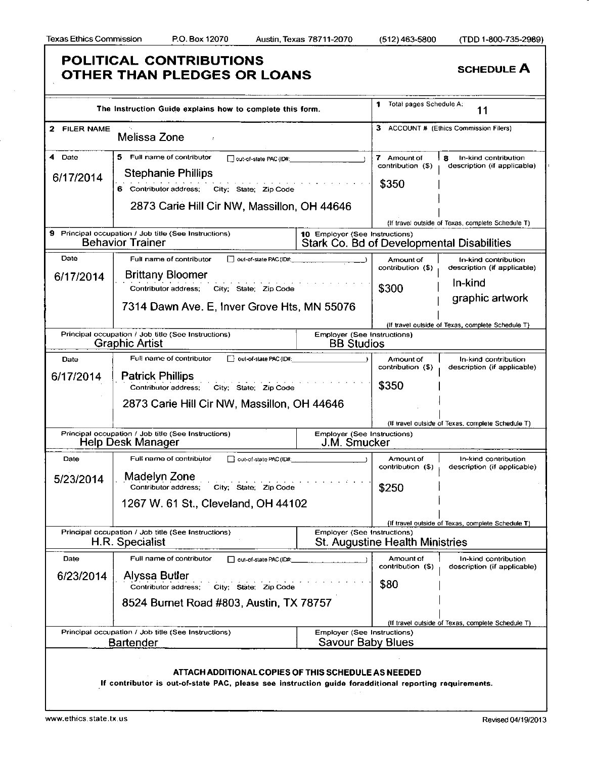Texas Ethics Commission P.O. Box 12070 Austin, Texas 78711-2070 (512) 463-5800 (TDD 1-800-735-2989)

# POLITICAL CONTRIBUTIONS OTHER THAN PLEDGES OR LOANS

**SCHEDULE A**

The Instruction Guide explains how to complete this form.

1 Total pages Schedule A: 11

2 FILER NAME: Melissa Zone

3 ACCOUNT # (Ethics Commission Filers):

| 4 Date | 5 Full name of contributor / 6 Contributor address; City; State; Zip Code | 7 Amount of contribution ($) | 8 In-kind contribution description (if applicable) |
|---|---|---|---|
| 6/17/2014 | Stephanie Phillips<br>2873 Carie Hill Cir NW, Massillon, OH 44646 | $350 | |
| | 9 Principal occupation / Job title: Behavior Trainer | 10 Employer: Stark Co. Bd of Developmental Disabilities | |
| 6/17/2014 | Brittany Bloomer<br>7314 Dawn Ave. E, Inver Grove Hts, MN 55076 | $300 | In-kind graphic artwork |
| | Principal occupation / Job title: Graphic Artist | Employer: BB Studios | |
| 6/17/2014 | Patrick Phillips<br>2873 Carie Hill Cir NW, Massillon, OH 44646 | $350 | |
| | Principal occupation / Job title: Help Desk Manager | Employer: J.M. Smucker | |
| 5/23/2014 | Madelyn Zone<br>1267 W. 61 St., Cleveland, OH 44102 | $250 | |
| | Principal occupation / Job title: H.R. Specialist | Employer: St. Augustine Health Ministries | |
| 6/23/2014 | Alyssa Butler<br>8524 Burnet Road #803, Austin, TX 78757 | $80 | |
| | Principal occupation / Job title: Bartender | Employer: Savour Baby Blues | |

(If travel outside of Texas, complete Schedule T)

**ATTACH ADDITIONAL COPIES OF THIS SCHEDULE AS NEEDED**

**If contributor is out-of-state PAC, please see instruction guide foradditional reporting requirements.**

www.ethics.state.tx.us Revised 04/19/2013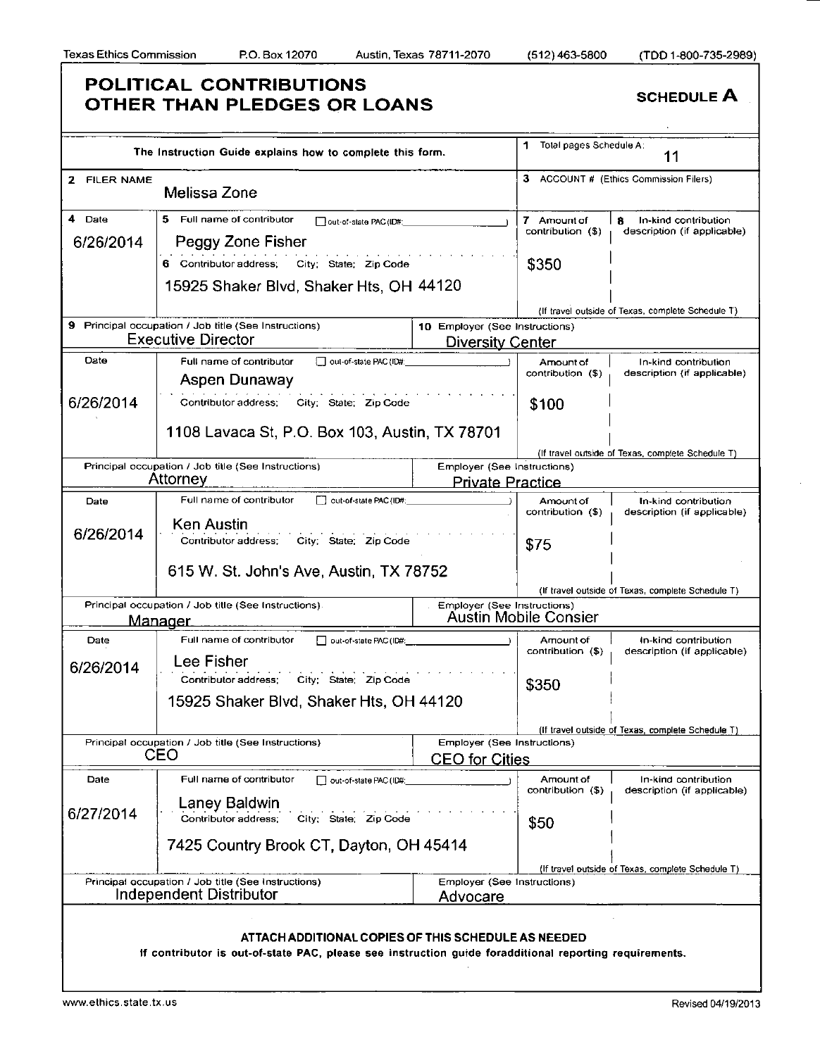Texas Ethics Commission P.O. Box 12070 Austin, Texas 78711-2070 (512) 463-5800 (TDD 1-800-735-2989)

# POLITICAL CONTRIBUTIONS OTHER THAN PLEDGES OR LOANS

**SCHEDULE A**

The Instruction Guide explains how to complete this form.

1 Total pages Schedule A: 11

2 FILER NAME: Melissa Zone

3 ACCOUNT # (Ethics Commission Filers):

| 4 Date | 5 Full name of contributor / 6 Contributor address; City; State; Zip Code | 7 Amount of contribution ($) | 8 In-kind contribution description (if applicable) |
|---|---|---|---|
| 6/26/2014 | Peggy Zone Fisher<br>15925 Shaker Blvd, Shaker Hts, OH 44120 | $350 | |
| | 9 Principal occupation / Job title: Executive Director | 10 Employer: Diversity Center | |
| 6/26/2014 | Aspen Dunaway<br>1108 Lavaca St, P.O. Box 103, Austin, TX 78701 | $100 | |
| | Principal occupation / Job title: Attorney | Employer: Private Practice | |
| 6/26/2014 | Ken Austin<br>615 W. St. John's Ave, Austin, TX 78752 | $75 | |
| | Principal occupation / Job title: Manager | Employer: Austin Mobile Consier | |
| 6/26/2014 | Lee Fisher<br>15925 Shaker Blvd, Shaker Hts, OH 44120 | $350 | |
| | Principal occupation / Job title: CEO | Employer: CEO for Cities | |
| 6/27/2014 | Laney Baldwin<br>7425 Country Brook CT, Dayton, OH 45414 | $50 | |
| | Principal occupation / Job title: Independent Distributor | Employer: Advocare | |

(If travel outside of Texas, complete Schedule T)

**ATTACH ADDITIONAL COPIES OF THIS SCHEDULE AS NEEDED**

**If contributor is out-of-state PAC, please see instruction guide foradditional reporting requirements.**

www.ethics.state.tx.us Revised 04/19/2013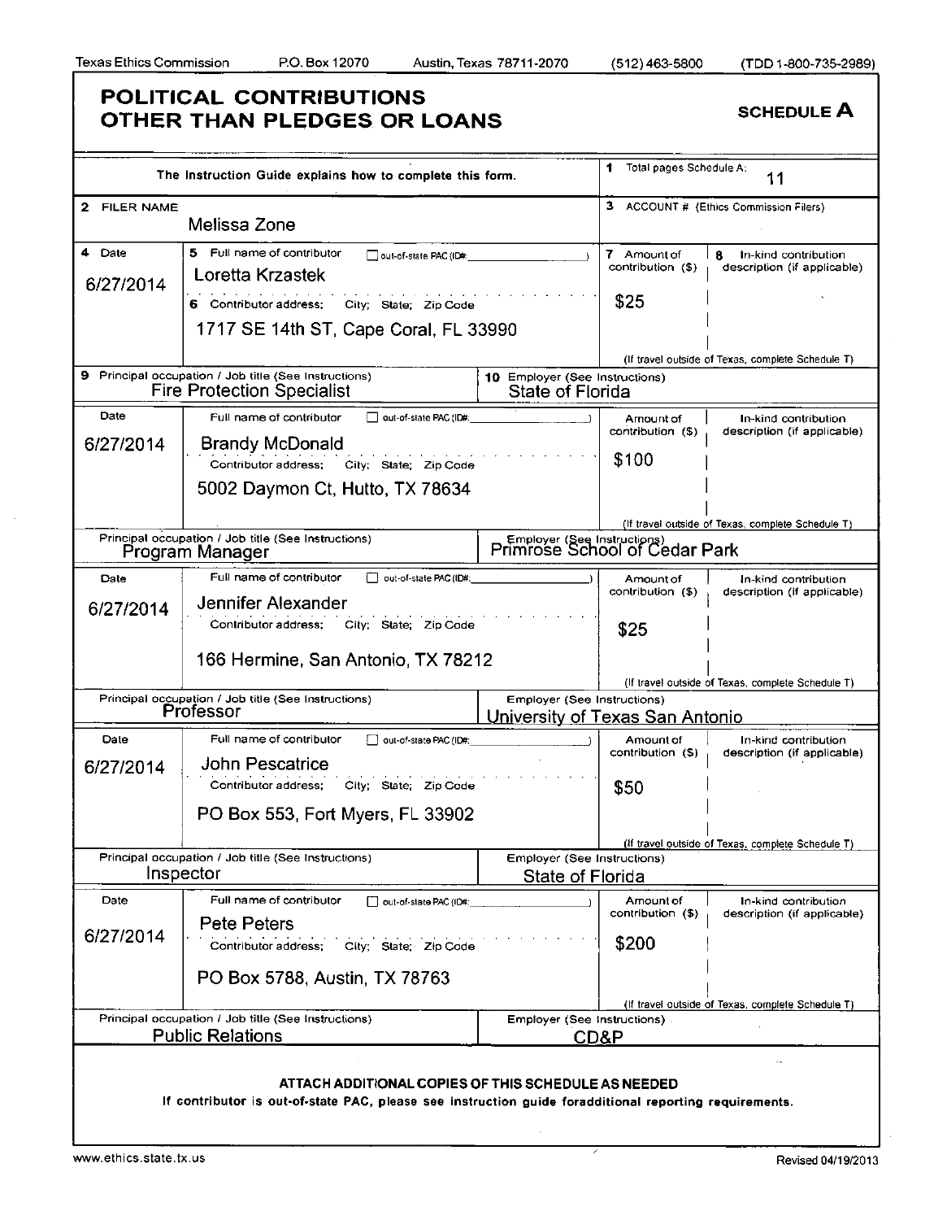Texas Ethics Commission P.O. Box 12070 Austin, Texas 78711-2070 (512) 463-5800 (TDD 1-800-735-2989)

# POLITICAL CONTRIBUTIONS OTHER THAN PLEDGES OR LOANS

**SCHEDULE A**

The Instruction Guide explains how to complete this form.

1 Total pages Schedule A: 11

2 FILER NAME: Melissa Zone

3 ACCOUNT # (Ethics Commission Filers):

| 4 Date | 5 Full name of contributor / 6 Contributor address; City; State; Zip Code | 7 Amount of contribution ($) | 8 In-kind contribution description (if applicable) |
|---|---|---|---|
| 6/27/2014 | Loretta Krzastek<br>1717 SE 14th ST, Cape Coral, FL 33990 | $25 | |
| 9 Principal occupation / Job title: Fire Protection Specialist | 10 Employer: State of Florida | | |
| 6/27/2014 | Brandy McDonald<br>5002 Daymon Ct, Hutto, TX 78634 | $100 | |
| Principal occupation / Job title: Program Manager | Employer: Primrose School of Cedar Park | | |
| 6/27/2014 | Jennifer Alexander<br>166 Hermine, San Antonio, TX 78212 | $25 | |
| Principal occupation / Job title: Professor | Employer: University of Texas San Antonio | | |
| 6/27/2014 | John Pescatrice<br>PO Box 553, Fort Myers, FL 33902 | $50 | |
| Principal occupation / Job title: Inspector | Employer: State of Florida | | |
| 6/27/2014 | Pete Peters<br>PO Box 5788, Austin, TX 78763 | $200 | |
| Principal occupation / Job title: Public Relations | Employer: CD&P | | |

(If travel outside of Texas, complete Schedule T)

**ATTACH ADDITIONAL COPIES OF THIS SCHEDULE AS NEEDED**

If contributor is out-of-state PAC, please see instruction guide foradditional reporting requirements.

www.ethics.state.tx.us Revised 04/19/2013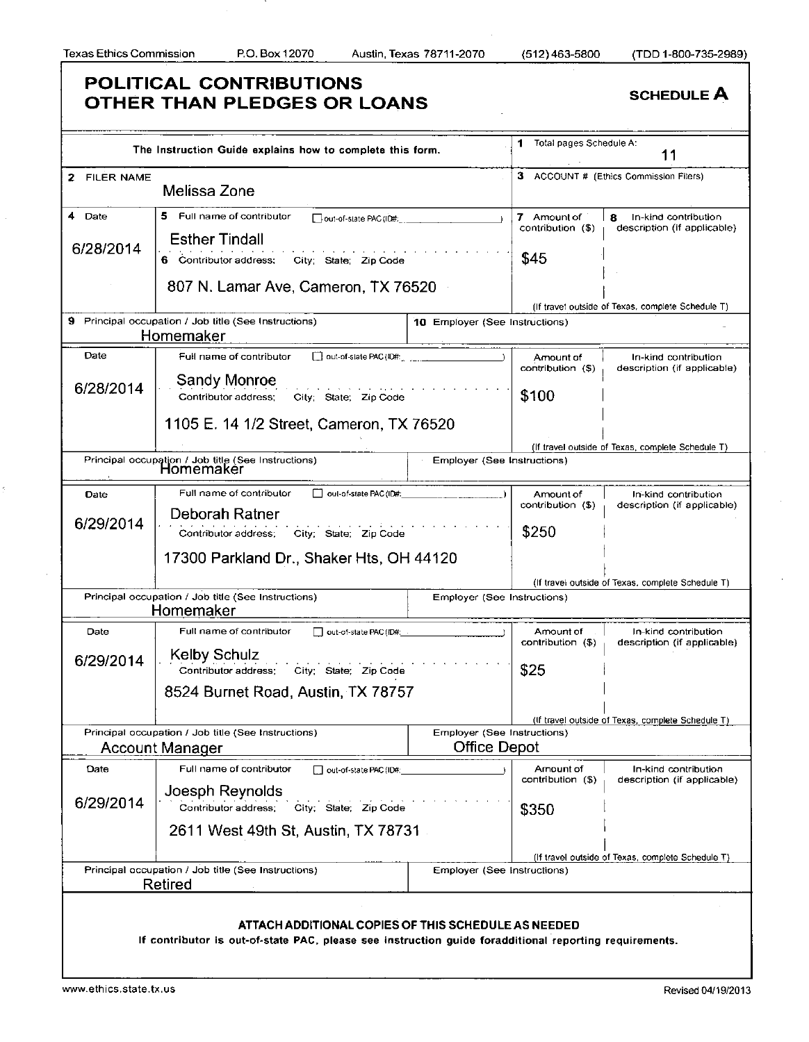Texas Ethics Commission P.O. Box 12070 Austin, Texas 78711-2070 (512) 463-5800 (TDD 1-800-735-2989)

# POLITICAL CONTRIBUTIONS OTHER THAN PLEDGES OR LOANS

**SCHEDULE A**

The Instruction Guide explains how to complete this form.

**1** Total pages Schedule A: 11

**2** FILER NAME: Melissa Zone

**3** ACCOUNT # (Ethics Commission Filers):

| 4 Date | 5 Full name of contributor / 6 Contributor address; City; State; Zip Code | 7 Amount of contribution ($) | 8 In-kind contribution description (if applicable) |
|---|---|---|---|
| 6/28/2014 | Esther Tindall<br>807 N. Lamar Ave, Cameron, TX 76520 | $45 | |
| | **9** Principal occupation / Job title: Homemaker | **10** Employer: | |
| 6/28/2014 | Sandy Monroe<br>1105 E. 14 1/2 Street, Cameron, TX 76520 | $100 | |
| | Principal occupation / Job title: Homemaker | Employer: | |
| 6/29/2014 | Deborah Ratner<br>17300 Parkland Dr., Shaker Hts, OH 44120 | $250 | |
| | Principal occupation / Job title: Homemaker | Employer: | |
| 6/29/2014 | Kelby Schulz<br>8524 Burnet Road, Austin, TX 78757 | $25 | |
| | Principal occupation / Job title: Account Manager | Employer: Office Depot | |
| 6/29/2014 | Joesph Reynolds<br>2611 West 49th St, Austin, TX 78731 | $350 | |
| | Principal occupation / Job title: Retired | Employer: | |

(If travel outside of Texas, complete Schedule T)

**ATTACH ADDITIONAL COPIES OF THIS SCHEDULE AS NEEDED**

**If contributor is out-of-state PAC, please see instruction guide foradditional reporting requirements.**

www.ethics.state.tx.us Revised 04/19/2013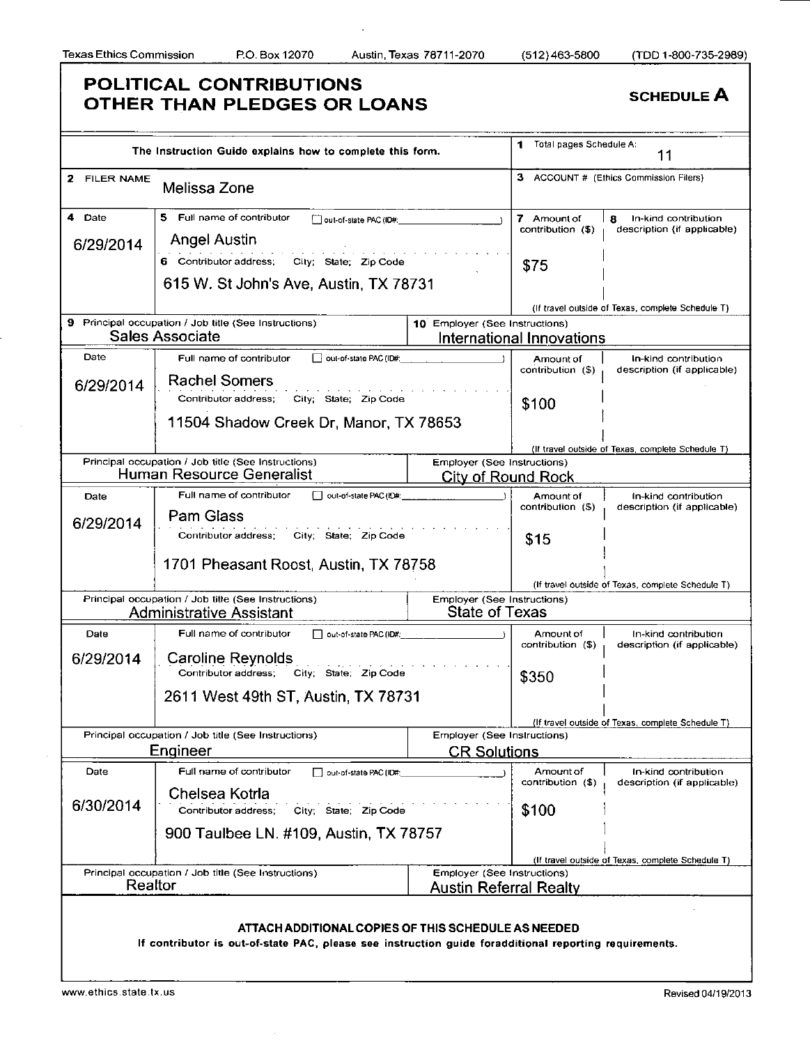Texas Ethics Commission P.O. Box 12070 Austin, Texas 78711-2070 (512) 463-5800 (TDD 1-800-735-2989)

# POLITICAL CONTRIBUTIONS OTHER THAN PLEDGES OR LOANS

**SCHEDULE A**

The Instruction Guide explains how to complete this form.

**1** Total pages Schedule A: 11

**2** FILER NAME: Melissa Zone

**3** ACCOUNT # (Ethics Commission Filers):

| 4 Date | 5 Full name of contributor / 6 Contributor address; City; State; Zip Code | 7 Amount of contribution ($) | 8 In-kind contribution description (if applicable) |
|---|---|---|---|
| 6/29/2014 | Angel Austin<br>615 W. St John's Ave, Austin, TX 78731 | $75 | |
| | **9** Principal occupation / Job title: Sales Associate | **10** Employer: International Innovations | |
| 6/29/2014 | Rachel Somers<br>11504 Shadow Creek Dr, Manor, TX 78653 | $100 | |
| | Principal occupation / Job title: Human Resource Generalist | Employer: City of Round Rock | |
| 6/29/2014 | Pam Glass<br>1701 Pheasant Roost, Austin, TX 78758 | $15 | |
| | Principal occupation / Job title: Administrative Assistant | Employer: State of Texas | |
| 6/29/2014 | Caroline Reynolds<br>2611 West 49th ST, Austin, TX 78731 | $350 | |
| | Principal occupation / Job title: Engineer | Employer: CR Solutions | |
| 6/30/2014 | Chelsea Kotrla<br>900 Taulbee LN. #109, Austin, TX 78757 | $100 | |
| | Principal occupation / Job title: Realtor | Employer: Austin Referral Realty | |

(If travel outside of Texas, complete Schedule T)

**ATTACH ADDITIONAL COPIES OF THIS SCHEDULE AS NEEDED**

**If contributor is out-of-state PAC, please see instruction guide foradditional reporting requirements.**

www.ethics.state.tx.us Revised 04/19/2013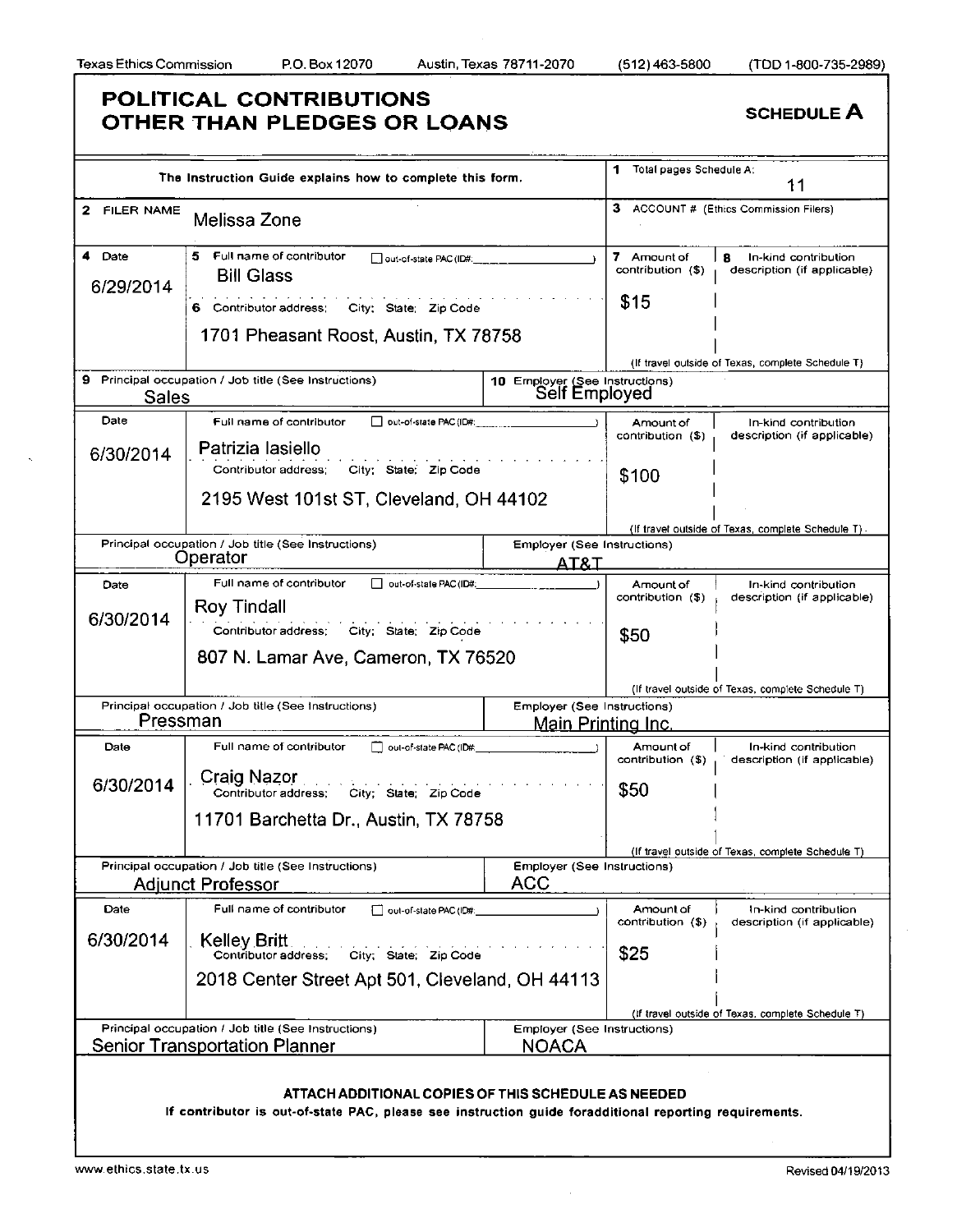Texas Ethics Commission P.O. Box 12070 Austin, Texas 78711-2070 (512) 463-5800 (TDD 1-800-735-2989)

# POLITICAL CONTRIBUTIONS OTHER THAN PLEDGES OR LOANS

**SCHEDULE A**

The Instruction Guide explains how to complete this form.

**1** Total pages Schedule A: 11

**2** FILER NAME: Melissa Zone

**3** ACCOUNT # (Ethics Commission Filers):

| 4 Date | 5 Full name of contributor / 6 Contributor address; City; State; Zip Code | 7 Amount of contribution ($) | 8 In-kind contribution description (if applicable) |
|---|---|---|---|
| 6/29/2014 | Bill Glass<br>1701 Pheasant Roost, Austin, TX 78758 | $15 | |
| | **9** Principal occupation / Job title: Sales | **10** Employer: Self Employed | |
| 6/30/2014 | Patrizia Iasiello<br>2195 West 101st ST, Cleveland, OH 44102 | $100 | |
| | Principal occupation / Job title: Operator | Employer: AT&T | |
| 6/30/2014 | Roy Tindall<br>807 N. Lamar Ave, Cameron, TX 76520 | $50 | |
| | Principal occupation / Job title: Pressman | Employer: Main Printing Inc. | |
| 6/30/2014 | Craig Nazor<br>11701 Barchetta Dr., Austin, TX 78758 | $50 | |
| | Principal occupation / Job title: Adjunct Professor | Employer: ACC | |
| 6/30/2014 | Kelley Britt<br>2018 Center Street Apt 501, Cleveland, OH 44113 | $25 | |
| | Principal occupation / Job title: Senior Transportation Planner | Employer: NOACA | |

(If travel outside of Texas, complete Schedule T)

**ATTACH ADDITIONAL COPIES OF THIS SCHEDULE AS NEEDED**

If contributor is out-of-state PAC, please see instruction guide foradditional reporting requirements.

www.ethics.state.tx.us Revised 04/19/2013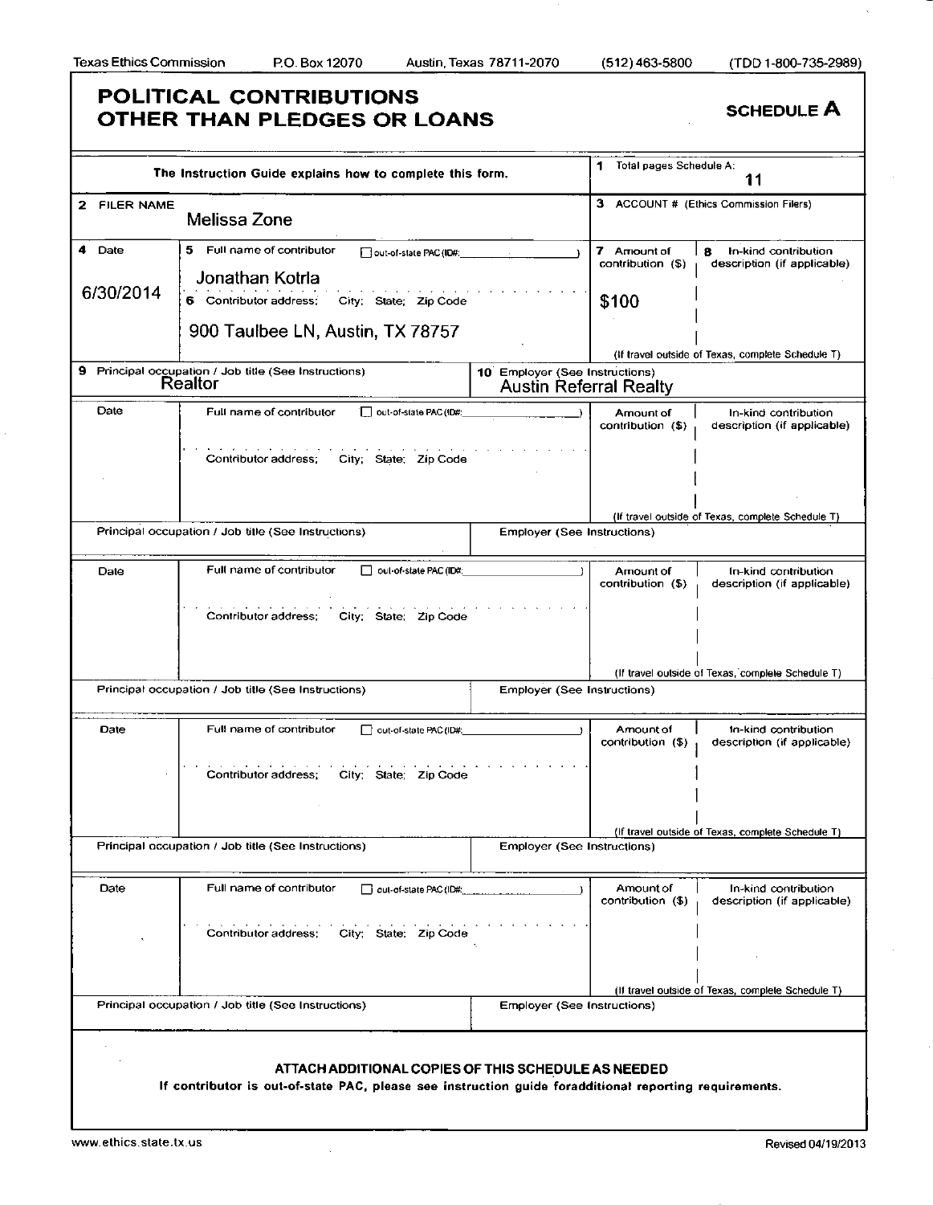Texas Ethics Commission P.O. Box 12070 Austin, Texas 78711-2070 (512) 463-5800 (TDD 1-800-735-2989)

# POLITICAL CONTRIBUTIONS OTHER THAN PLEDGES OR LOANS

**SCHEDULE A**

| The Instruction Guide explains how to complete this form. | 1 Total pages Schedule A: 11 |
|---|---|
| 2 FILER NAME: Melissa Zone | 3 ACCOUNT # (Ethics Commission Filers) |

| 4 Date | 5 Full name of contributor ☐ out-of-state PAC (ID#: ) / 6 Contributor address; City; State; Zip Code | 7 Amount of contribution ($) | 8 In-kind contribution description (if applicable) |
|---|---|---|---|
| 6/30/2014 | Jonathan Kotrla / 900 Taulbee LN, Austin, TX 78757 | $100 | (If travel outside of Texas, complete Schedule T) |
| 9 Principal occupation / Job title (See Instructions): Realtor | 10 Employer (See Instructions): Austin Referral Realty | | |
| Date | Full name of contributor ☐ out-of-state PAC (ID#: ) / Contributor address; City; State; Zip Code | Amount of contribution ($) | In-kind contribution description (if applicable) (If travel outside of Texas, complete Schedule T) |
| Principal occupation / Job title (See Instructions) | Employer (See Instructions) | | |
| Date | Full name of contributor ☐ out-of-state PAC (ID#: ) / Contributor address; City; State; Zip Code | Amount of contribution ($) | In-kind contribution description (if applicable) (If travel outside of Texas, complete Schedule T) |
| Principal occupation / Job title (See Instructions) | Employer (See Instructions) | | |
| Date | Full name of contributor ☐ out-of-state PAC (ID#: ) / Contributor address; City; State; Zip Code | Amount of contribution ($) | In-kind contribution description (if applicable) (If travel outside of Texas, complete Schedule T) |
| Principal occupation / Job title (See Instructions) | Employer (See Instructions) | | |
| Date | Full name of contributor ☐ out-of-state PAC (ID#: ) / Contributor address; City; State; Zip Code | Amount of contribution ($) | In-kind contribution description (if applicable) (If travel outside of Texas, complete Schedule T) |
| Principal occupation / Job title (See Instructions) | Employer (See Instructions) | | |

**ATTACH ADDITIONAL COPIES OF THIS SCHEDULE AS NEEDED**

**If contributor is out-of-state PAC, please see instruction guide foradditional reporting requirements.**

www.ethics.state.tx.us Revised 04/19/2013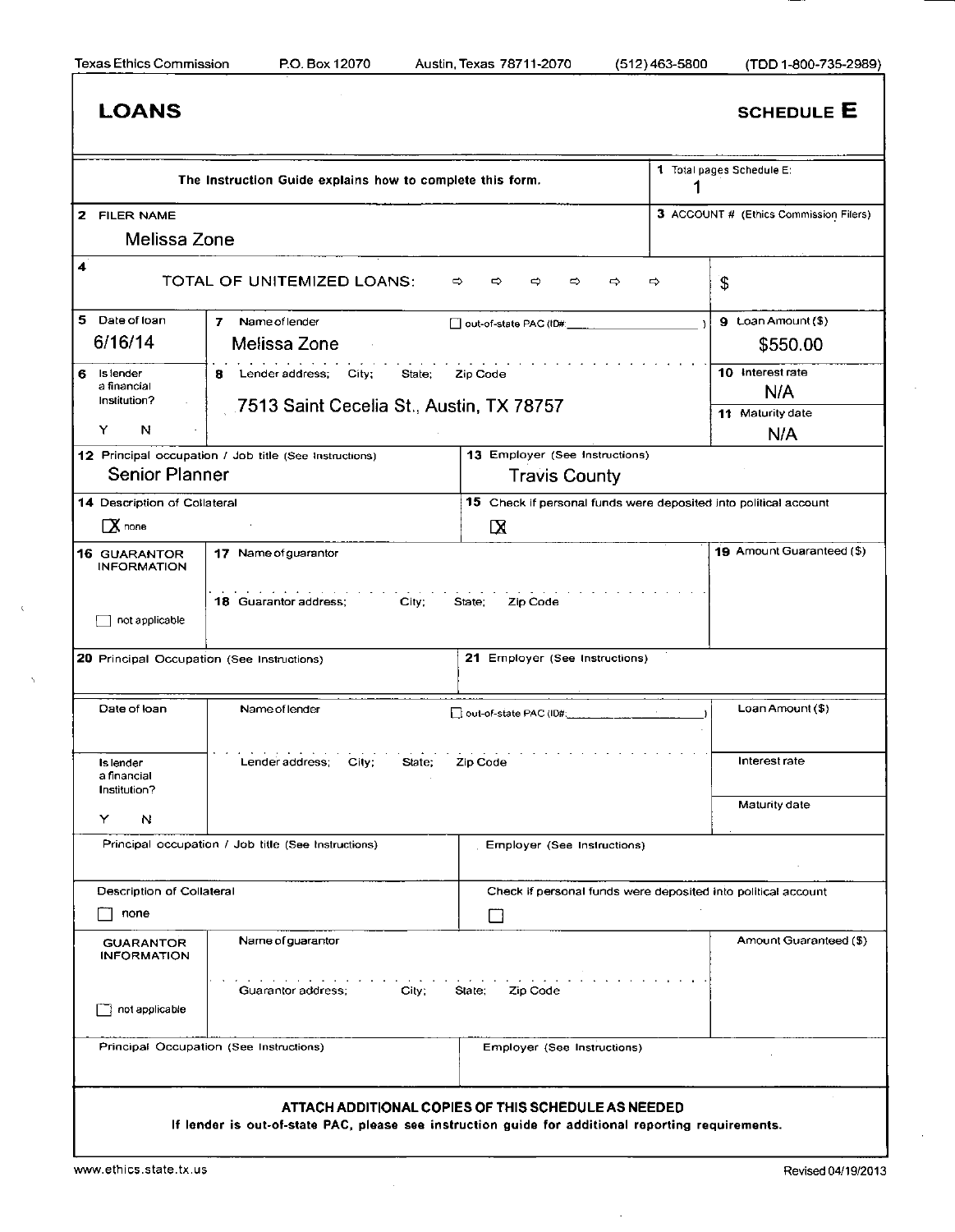Texas Ethics Commission P.O. Box 12070 Austin, Texas 78711-2070 (512) 463-5800 (TDD 1-800-735-2989)

# LOANS

## SCHEDULE E

| | |
|---|---|
| The Instruction Guide explains how to complete this form. | 1 Total pages Schedule E: 1 |
| 2 FILER NAME<br>Melissa Zone | 3 ACCOUNT # (Ethics Commission Filers) |
| 4 TOTAL OF UNITEMIZED LOANS: ⇨ ⇨ ⇨ ⇨ ⇨ ⇨ | $ |

| | | |
|---|---|---|
| 5 Date of loan<br>6/16/14 | 7 Name of lender<br>Melissa Zone ☐ out-of-state PAC (ID#: ) | 9 Loan Amount ($)<br>$550.00 |
| 6 Is lender a financial institution?<br>Y N | 8 Lender address; City; State; Zip Code<br>7513 Saint Cecelia St., Austin, TX 78757 | 10 Interest rate<br>N/A<br>11 Maturity date<br>N/A |
| 12 Principal occupation / Job title (See Instructions)<br>Senior Planner | 13 Employer (See Instructions)<br>Travis County | |
| 14 Description of Collateral<br>☒ none | 15 Check if personal funds were deposited into political account<br>☒ | |
| 16 GUARANTOR INFORMATION<br>☐ not applicable | 17 Name of guarantor<br>18 Guarantor address; City; State; Zip Code | 19 Amount Guaranteed ($) |
| 20 Principal Occupation (See Instructions) | 21 Employer (See Instructions) | |

| | | |
|---|---|---|
| Date of loan | Name of lender ☐ out-of-state PAC (ID#: ) | Loan Amount ($) |
| Is lender a financial institution?<br>Y N | Lender address; City; State; Zip Code | Interest rate<br>Maturity date |
| Principal occupation / Job title (See Instructions) | Employer (See Instructions) | |
| Description of Collateral<br>☐ none | Check if personal funds were deposited into political account<br>☐ | |
| GUARANTOR INFORMATION<br>☐ not applicable | Name of guarantor<br>Guarantor address; City; State; Zip Code | Amount Guaranteed ($) |
| Principal Occupation (See Instructions) | Employer (See Instructions) | |

**ATTACH ADDITIONAL COPIES OF THIS SCHEDULE AS NEEDED**

**If lender is out-of-state PAC, please see instruction guide for additional reporting requirements.**

www.ethics.state.tx.us Revised 04/19/2013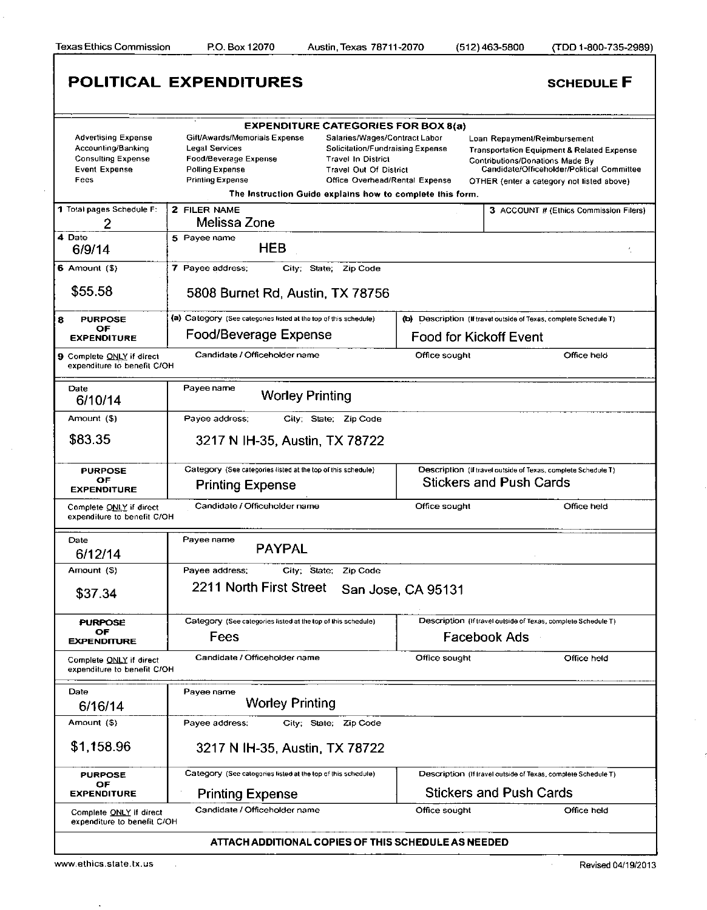Texas Ethics Commission P.O. Box 12070 Austin, Texas 78711-2070 (512) 463-5800 (TDD 1-800-735-2989)

# POLITICAL EXPENDITURES

**SCHEDULE F**

**EXPENDITURE CATEGORIES FOR BOX 8(a)**

| | | | |
|---|---|---|---|
| Advertising Expense | Gift/Awards/Memorials Expense | Salaries/Wages/Contract Labor | Loan Repayment/Reimbursement |
| Accounting/Banking | Legal Services | Solicitation/Fundraising Expense | Transportation Equipment & Related Expense |
| Consulting Expense | Food/Beverage Expense | Travel In District | Contributions/Donations Made By Candidate/Officeholder/Political Committee |
| Event Expense | Polling Expense | Travel Out Of District | |
| Fees | Printing Expense | Office Overhead/Rental Expense | OTHER (enter a category not listed above) |

The Instruction Guide explains how to complete this form.

| 1 Total pages Schedule F: | 2 FILER NAME | | 3 ACCOUNT # (Ethics Commission Filers) |
|---|---|---|---|
| 2 | Melissa Zone | | |

| 4 Date | 5 Payee name | | |
|---|---|---|---|
| 6/9/14 | HEB | | |
| **6 Amount ($)** | **7 Payee address; City; State; Zip Code** | | |
| $55.58 | 5808 Burnet Rd, Austin, TX 78756 | | |
| **8 PURPOSE OF EXPENDITURE** | (a) Category (See categories listed at the top of this schedule) | (b) Description (If travel outside of Texas, complete Schedule T) | |
| | Food/Beverage Expense | Food for Kickoff Event | |
| 9 Complete ONLY if direct expenditure to benefit C/OH | Candidate / Officeholder name | Office sought | Office held |

| Date | Payee name | | |
|---|---|---|---|
| 6/10/14 | Worley Printing | | |
| **Amount ($)** | **Payee address; City; State; Zip Code** | | |
| $83.35 | 3217 N IH-35, Austin, TX 78722 | | |
| **PURPOSE OF EXPENDITURE** | Category (See categories listed at the top of this schedule) | Description (If travel outside of Texas, complete Schedule T) | |
| | Printing Expense | Stickers and Push Cards | |
| Complete ONLY if direct expenditure to benefit C/OH | Candidate / Officeholder name | Office sought | Office held |

| Date | Payee name | | |
|---|---|---|---|
| 6/12/14 | PAYPAL | | |
| **Amount ($)** | **Payee address; City; State; Zip Code** | | |
| $37.34 | 2211 North First Street San Jose, CA 95131 | | |
| **PURPOSE OF EXPENDITURE** | Category (See categories listed at the top of this schedule) | Description (If travel outside of Texas, complete Schedule T) | |
| | Fees | Facebook Ads | |
| Complete ONLY if direct expenditure to benefit C/OH | Candidate / Officeholder name | Office sought | Office held |

| Date | Payee name | | |
|---|---|---|---|
| 6/16/14 | Worley Printing | | |
| **Amount ($)** | **Payee address; City; State; Zip Code** | | |
| $1,158.96 | 3217 N IH-35, Austin, TX 78722 | | |
| **PURPOSE OF EXPENDITURE** | Category (See categories listed at the top of this schedule) | Description (If travel outside of Texas, complete Schedule T) | |
| | Printing Expense | Stickers and Push Cards | |
| Complete ONLY if direct expenditure to benefit C/OH | Candidate / Officeholder name | Office sought | Office held |

**ATTACH ADDITIONAL COPIES OF THIS SCHEDULE AS NEEDED**

www.ethics.state.tx.us Revised 04/19/2013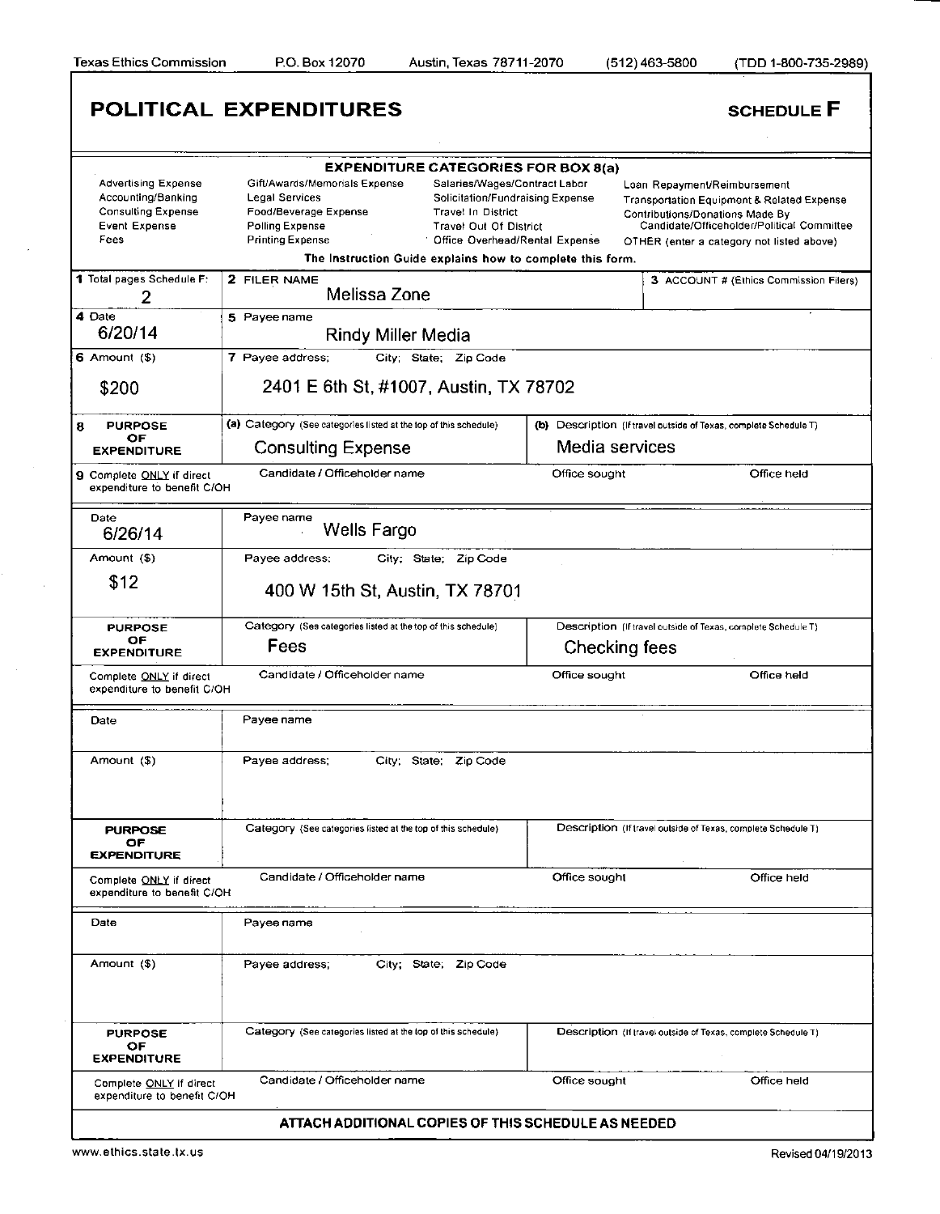Texas Ethics Commission P.O. Box 12070 Austin, Texas 78711-2070 (512) 463-5800 (TDD 1-800-735-2989)

# POLITICAL EXPENDITURES

**SCHEDULE F**

**EXPENDITURE CATEGORIES FOR BOX 8(a)**

| | | | |
|---|---|---|---|
| Advertising Expense | Gift/Awards/Memorials Expense | Salaries/Wages/Contract Labor | Loan Repayment/Reimbursement |
| Accounting/Banking | Legal Services | Solicitation/Fundraising Expense | Transportation Equipment & Related Expense |
| Consulting Expense | Food/Beverage Expense | Travel In District | Contributions/Donations Made By Candidate/Officeholder/Political Committee |
| Event Expense | Polling Expense | Travel Out Of District | |
| Fees | Printing Expense | Office Overhead/Rental Expense | OTHER (enter a category not listed above) |

**The Instruction Guide explains how to complete this form.**

| | | | |
|---|---|---|---|
| **1** Total pages Schedule F: 2 | **2** FILER NAME Melissa Zone | | **3** ACCOUNT # (Ethics Commission Filers) |
| **4** Date 6/20/14 | **5** Payee name Rindy Miller Media | | |
| **6** Amount ($) $200 | **7** Payee address; City; State; Zip Code 2401 E 6th St, #1007, Austin, TX 78702 | | |
| **8 PURPOSE OF EXPENDITURE** | (a) Category (See categories listed at the top of this schedule) Consulting Expense | (b) Description (If travel outside of Texas, complete Schedule T) Media services | |
| **9** Complete ONLY if direct expenditure to benefit C/OH | Candidate / Officeholder name | Office sought | Office held |
| Date 6/26/14 | Payee name Wells Fargo | | |
| Amount ($) $12 | Payee address; City; State; Zip Code 400 W 15th St, Austin, TX 78701 | | |
| **PURPOSE OF EXPENDITURE** | Category (See categories listed at the top of this schedule) Fees | Description (If travel outside of Texas, complete Schedule T) Checking fees | |
| Complete ONLY if direct expenditure to benefit C/OH | Candidate / Officeholder name | Office sought | Office held |
| Date | Payee name | | |
| Amount ($) | Payee address; City; State; Zip Code | | |
| **PURPOSE OF EXPENDITURE** | Category (See categories listed at the top of this schedule) | Description (If travel outside of Texas, complete Schedule T) | |
| Complete ONLY if direct expenditure to benefit C/OH | Candidate / Officeholder name | Office sought | Office held |
| Date | Payee name | | |
| Amount ($) | Payee address; City; State; Zip Code | | |
| **PURPOSE OF EXPENDITURE** | Category (See categories listed at the top of this schedule) | Description (If travel outside of Texas, complete Schedule T) | |
| Complete ONLY if direct expenditure to benefit C/OH | Candidate / Officeholder name | Office sought | Office held |

**ATTACH ADDITIONAL COPIES OF THIS SCHEDULE AS NEEDED**

www.ethics.state.tx.us Revised 04/19/2013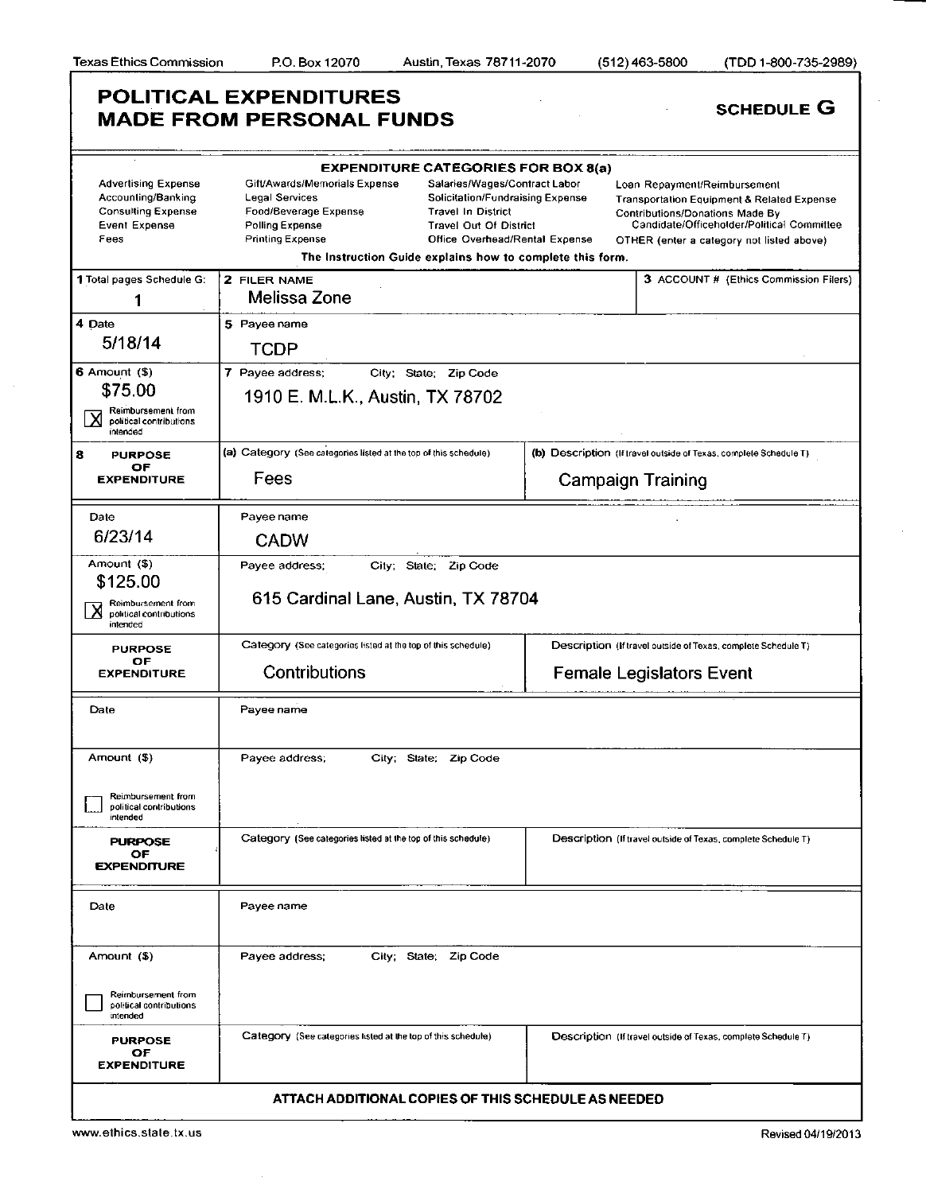Texas Ethics Commission P.O. Box 12070 Austin, Texas 78711-2070 (512) 463-5800 (TDD 1-800-735-2989)

# POLITICAL EXPENDITURES MADE FROM PERSONAL FUNDS

**SCHEDULE G**

**EXPENDITURE CATEGORIES FOR BOX 8(a)**

| | | | |
|---|---|---|---|
| Advertising Expense | Gift/Awards/Memorials Expense | Salaries/Wages/Contract Labor | Loan Repayment/Reimbursement |
| Accounting/Banking | Legal Services | Solicitation/Fundraising Expense | Transportation Equipment & Related Expense |
| Consulting Expense | Food/Beverage Expense | Travel In District | Contributions/Donations Made By Candidate/Officeholder/Political Committee |
| Event Expense | Polling Expense | Travel Out Of District | |
| Fees | Printing Expense | Office Overhead/Rental Expense | OTHER (enter a category not listed above) |

The Instruction Guide explains how to complete this form.

| | | |
|---|---|---|
| 1 Total pages Schedule G: 1 | 2 FILER NAME Melissa Zone | 3 ACCOUNT # (Ethics Commission Filers) |
| 4 Date 5/18/14 | 5 Payee name TCDP | |
| 6 Amount ($) $75.00 [X] Reimbursement from political contributions intended | 7 Payee address; City; State; Zip Code 1910 E. M.L.K., Austin, TX 78702 | |
| 8 PURPOSE OF EXPENDITURE | (a) Category (See categories listed at the top of this schedule) Fees | (b) Description (If travel outside of Texas, complete Schedule T) Campaign Training |
| Date 6/23/14 | Payee name CADW | |
| Amount ($) $125.00 [X] Reimbursement from political contributions intended | Payee address; City; State; Zip Code 615 Cardinal Lane, Austin, TX 78704 | |
| PURPOSE OF EXPENDITURE | Category (See categories listed at the top of this schedule) Contributions | Description (If travel outside of Texas, complete Schedule T) Female Legislators Event |
| Date | Payee name | |
| Amount ($) [ ] Reimbursement from political contributions intended | Payee address; City; State; Zip Code | |
| PURPOSE OF EXPENDITURE | Category (See categories listed at the top of this schedule) | Description (If travel outside of Texas, complete Schedule T) |
| Date | Payee name | |
| Amount ($) [ ] Reimbursement from political contributions intended | Payee address; City; State; Zip Code | |
| PURPOSE OF EXPENDITURE | Category (See categories listed at the top of this schedule) | Description (If travel outside of Texas, complete Schedule T) |

**ATTACH ADDITIONAL COPIES OF THIS SCHEDULE AS NEEDED**

www.ethics.state.tx.us Revised 04/19/2013